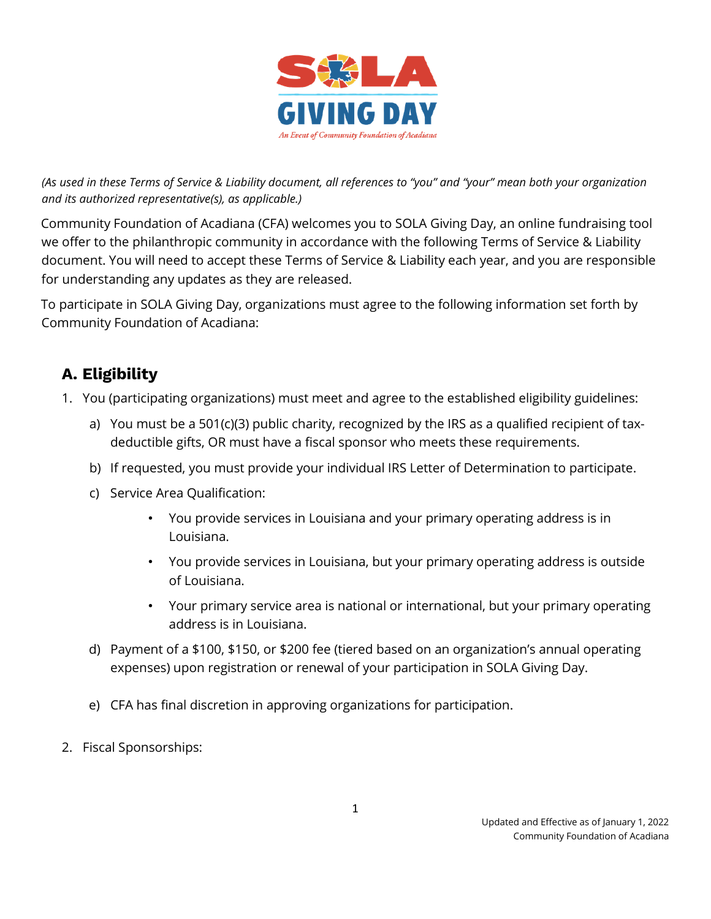# SOLA GIVING DAY

*An Event of Community Foundation of Acadiana*

*(As used in these Terms of Service & Liability document, all references to "you" and "your" mean both your organization and its authorized representative(s), as applicable.)*

Community Foundation of Acadiana (CFA) welcomes you to SOLA Giving Day, an online fundraising tool we offer to the philanthropic community in accordance with the following Terms of Service & Liability document. You will need to accept these Terms of Service & Liability each year, and you are responsible for understanding any updates as they are released.

To participate in SOLA Giving Day, organizations must agree to the following information set forth by Community Foundation of Acadiana:

## A. Eligibility

1. You (participating organizations) must meet and agree to the established eligibility guidelines:
   a) You must be a 501(c)(3) public charity, recognized by the IRS as a qualified recipient of tax-deductible gifts, OR must have a fiscal sponsor who meets these requirements.
   b) If requested, you must provide your individual IRS Letter of Determination to participate.
   c) Service Area Qualification:
      - You provide services in Louisiana and your primary operating address is in Louisiana.
      - You provide services in Louisiana, but your primary operating address is outside of Louisiana.
      - Your primary service area is national or international, but your primary operating address is in Louisiana.
   d) Payment of a $100, $150, or $200 fee (tiered based on an organization's annual operating expenses) upon registration or renewal of your participation in SOLA Giving Day.
   e) CFA has final discretion in approving organizations for participation.
2. Fiscal Sponsorships:

Updated and Effective as of January 1, 2022
Community Foundation of Acadiana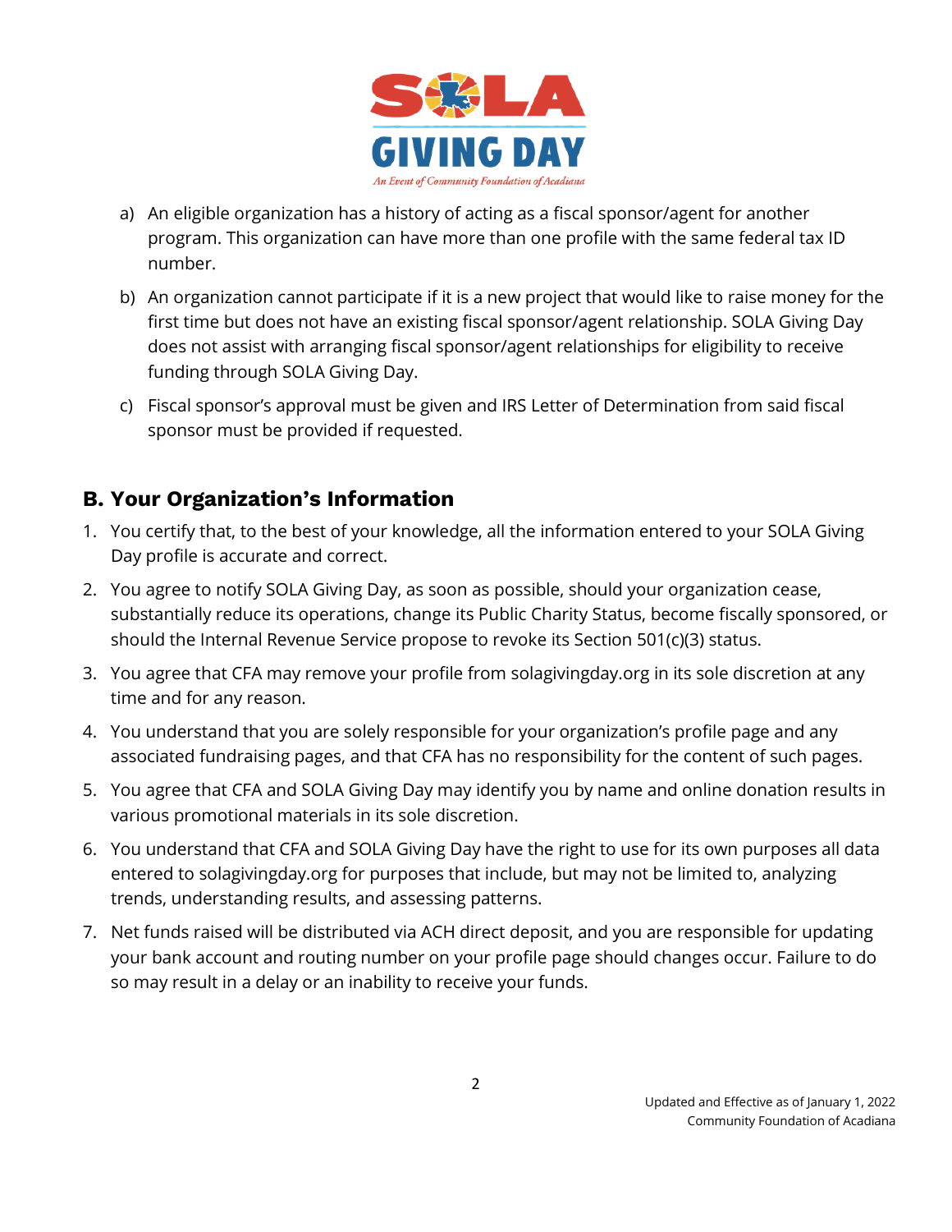a) An eligible organization has a history of acting as a fiscal sponsor/agent for another program. This organization can have more than one profile with the same federal tax ID number.

b) An organization cannot participate if it is a new project that would like to raise money for the first time but does not have an existing fiscal sponsor/agent relationship. SOLA Giving Day does not assist with arranging fiscal sponsor/agent relationships for eligibility to receive funding through SOLA Giving Day.

c) Fiscal sponsor's approval must be given and IRS Letter of Determination from said fiscal sponsor must be provided if requested.

## B. Your Organization's Information

1. You certify that, to the best of your knowledge, all the information entered to your SOLA Giving Day profile is accurate and correct.
2. You agree to notify SOLA Giving Day, as soon as possible, should your organization cease, substantially reduce its operations, change its Public Charity Status, become fiscally sponsored, or should the Internal Revenue Service propose to revoke its Section 501(c)(3) status.
3. You agree that CFA may remove your profile from solagivingday.org in its sole discretion at any time and for any reason.
4. You understand that you are solely responsible for your organization's profile page and any associated fundraising pages, and that CFA has no responsibility for the content of such pages.
5. You agree that CFA and SOLA Giving Day may identify you by name and online donation results in various promotional materials in its sole discretion.
6. You understand that CFA and SOLA Giving Day have the right to use for its own purposes all data entered to solagivingday.org for purposes that include, but may not be limited to, analyzing trends, understanding results, and assessing patterns.
7. Net funds raised will be distributed via ACH direct deposit, and you are responsible for updating your bank account and routing number on your profile page should changes occur. Failure to do so may result in a delay or an inability to receive your funds.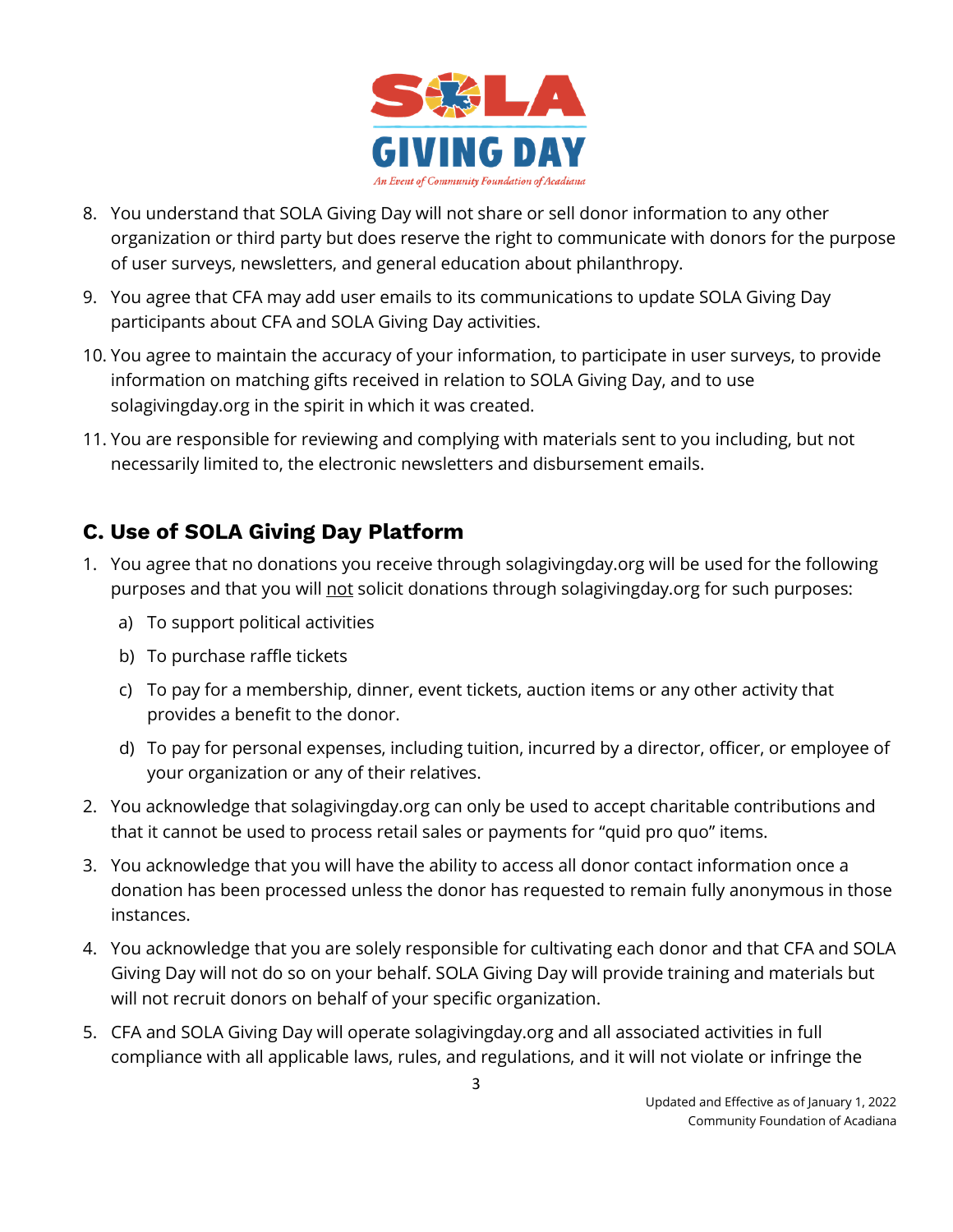8. You understand that SOLA Giving Day will not share or sell donor information to any other organization or third party but does reserve the right to communicate with donors for the purpose of user surveys, newsletters, and general education about philanthropy.
9. You agree that CFA may add user emails to its communications to update SOLA Giving Day participants about CFA and SOLA Giving Day activities.
10. You agree to maintain the accuracy of your information, to participate in user surveys, to provide information on matching gifts received in relation to SOLA Giving Day, and to use solagivingday.org in the spirit in which it was created.
11. You are responsible for reviewing and complying with materials sent to you including, but not necessarily limited to, the electronic newsletters and disbursement emails.

## C. Use of SOLA Giving Day Platform

1. You agree that no donations you receive through solagivingday.org will be used for the following purposes and that you will <u>not</u> solicit donations through solagivingday.org for such purposes:
   a) To support political activities
   b) To purchase raffle tickets
   c) To pay for a membership, dinner, event tickets, auction items or any other activity that provides a benefit to the donor.
   d) To pay for personal expenses, including tuition, incurred by a director, officer, or employee of your organization or any of their relatives.
2. You acknowledge that solagivingday.org can only be used to accept charitable contributions and that it cannot be used to process retail sales or payments for "quid pro quo" items.
3. You acknowledge that you will have the ability to access all donor contact information once a donation has been processed unless the donor has requested to remain fully anonymous in those instances.
4. You acknowledge that you are solely responsible for cultivating each donor and that CFA and SOLA Giving Day will not do so on your behalf. SOLA Giving Day will provide training and materials but will not recruit donors on behalf of your specific organization.
5. CFA and SOLA Giving Day will operate solagivingday.org and all associated activities in full compliance with all applicable laws, rules, and regulations, and it will not violate or infringe the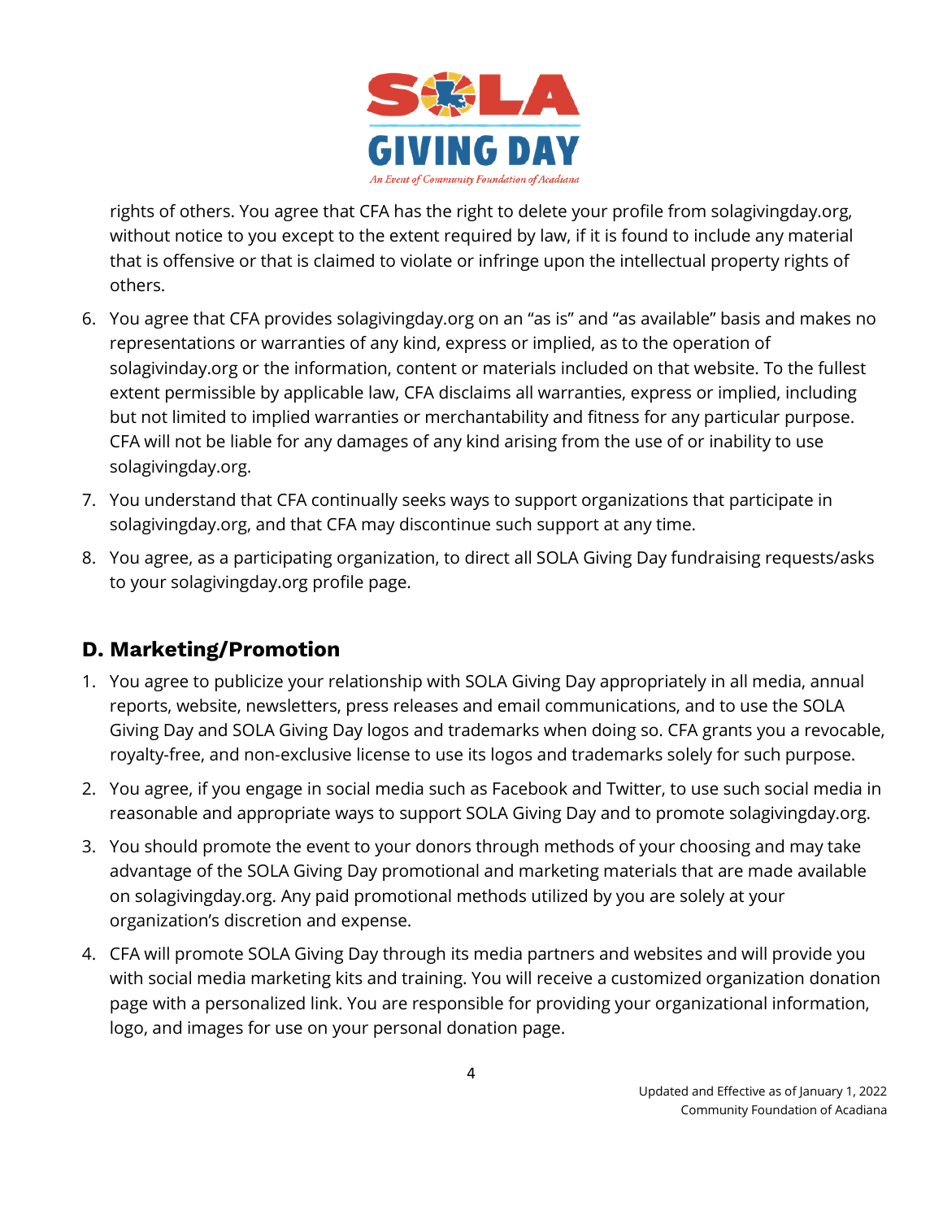rights of others. You agree that CFA has the right to delete your profile from solagivingday.org, without notice to you except to the extent required by law, if it is found to include any material that is offensive or that is claimed to violate or infringe upon the intellectual property rights of others.

6. You agree that CFA provides solagivingday.org on an "as is" and "as available" basis and makes no representations or warranties of any kind, express or implied, as to the operation of solagivinday.org or the information, content or materials included on that website. To the fullest extent permissible by applicable law, CFA disclaims all warranties, express or implied, including but not limited to implied warranties or merchantability and fitness for any particular purpose. CFA will not be liable for any damages of any kind arising from the use of or inability to use solagivingday.org.
7. You understand that CFA continually seeks ways to support organizations that participate in solagivingday.org, and that CFA may discontinue such support at any time.
8. You agree, as a participating organization, to direct all SOLA Giving Day fundraising requests/asks to your solagivingday.org profile page.

## D. Marketing/Promotion

1. You agree to publicize your relationship with SOLA Giving Day appropriately in all media, annual reports, website, newsletters, press releases and email communications, and to use the SOLA Giving Day and SOLA Giving Day logos and trademarks when doing so. CFA grants you a revocable, royalty-free, and non-exclusive license to use its logos and trademarks solely for such purpose.
2. You agree, if you engage in social media such as Facebook and Twitter, to use such social media in reasonable and appropriate ways to support SOLA Giving Day and to promote solagivingday.org.
3. You should promote the event to your donors through methods of your choosing and may take advantage of the SOLA Giving Day promotional and marketing materials that are made available on solagivingday.org. Any paid promotional methods utilized by you are solely at your organization's discretion and expense.
4. CFA will promote SOLA Giving Day through its media partners and websites and will provide you with social media marketing kits and training. You will receive a customized organization donation page with a personalized link. You are responsible for providing your organizational information, logo, and images for use on your personal donation page.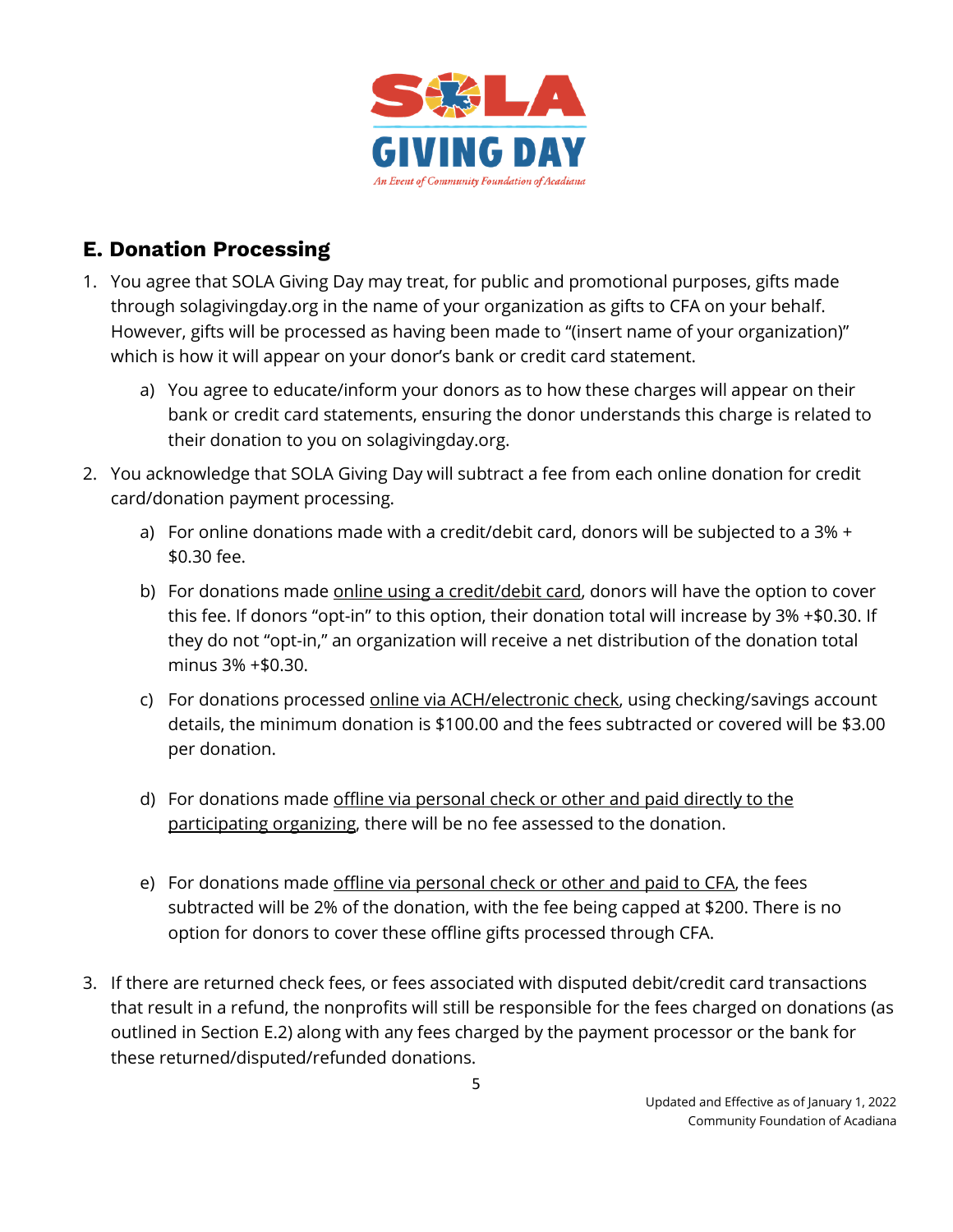## E. Donation Processing

1. You agree that SOLA Giving Day may treat, for public and promotional purposes, gifts made through solagivingday.org in the name of your organization as gifts to CFA on your behalf. However, gifts will be processed as having been made to "(insert name of your organization)" which is how it will appear on your donor's bank or credit card statement.
   a) You agree to educate/inform your donors as to how these charges will appear on their bank or credit card statements, ensuring the donor understands this charge is related to their donation to you on solagivingday.org.
2. You acknowledge that SOLA Giving Day will subtract a fee from each online donation for credit card/donation payment processing.
   a) For online donations made with a credit/debit card, donors will be subjected to a 3% + $0.30 fee.
   b) For donations made <u>online using a credit/debit card</u>, donors will have the option to cover this fee. If donors "opt-in" to this option, their donation total will increase by 3% +$0.30. If they do not "opt-in," an organization will receive a net distribution of the donation total minus 3% +$0.30.
   c) For donations processed <u>online via ACH/electronic check</u>, using checking/savings account details, the minimum donation is $100.00 and the fees subtracted or covered will be $3.00 per donation.
   d) For donations made <u>offline via personal check or other and paid directly to the participating organizing</u>, there will be no fee assessed to the donation.
   e) For donations made <u>offline via personal check or other and paid to CFA</u>, the fees subtracted will be 2% of the donation, with the fee being capped at $200. There is no option for donors to cover these offline gifts processed through CFA.
3. If there are returned check fees, or fees associated with disputed debit/credit card transactions that result in a refund, the nonprofits will still be responsible for the fees charged on donations (as outlined in Section E.2) along with any fees charged by the payment processor or the bank for these returned/disputed/refunded donations.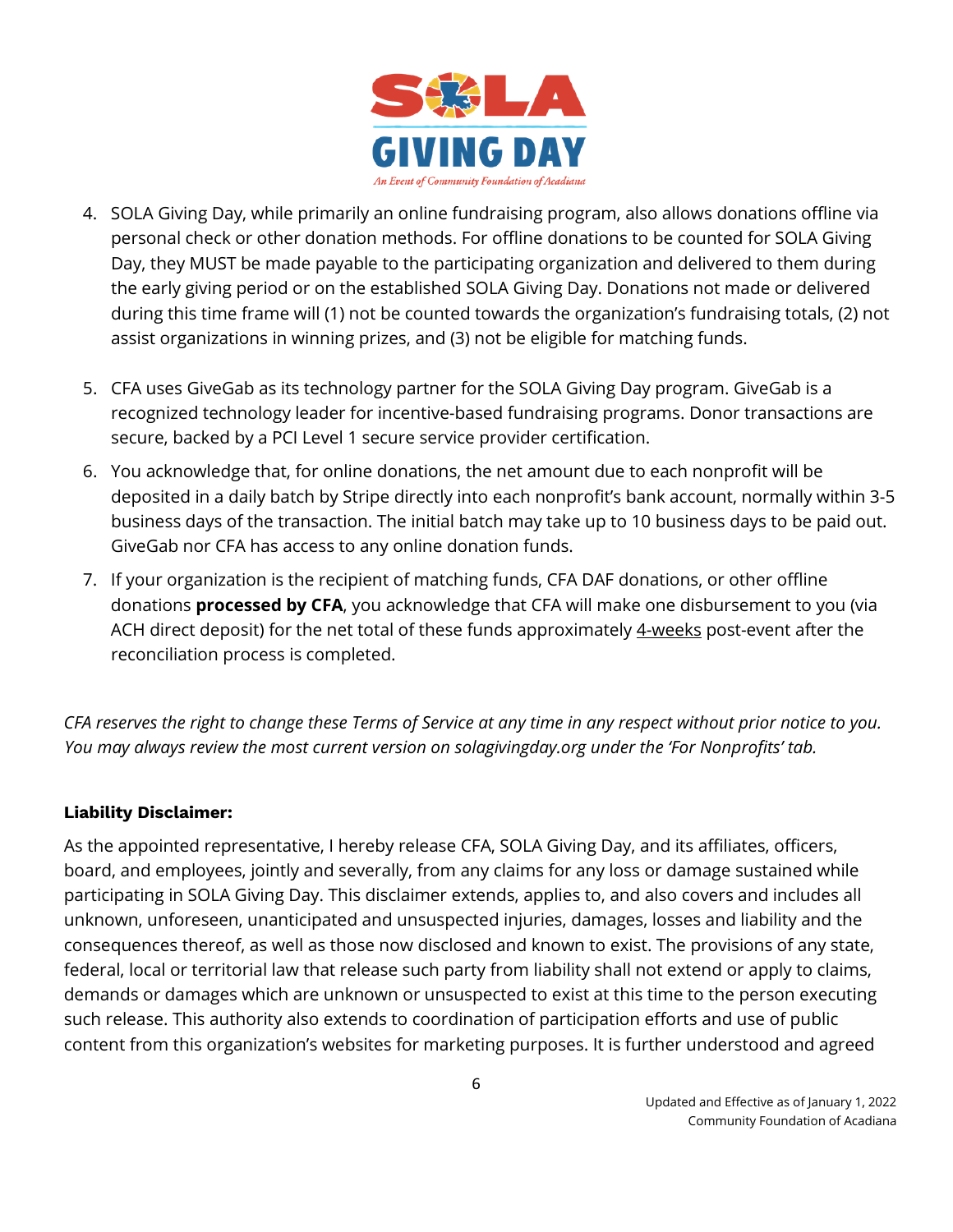4. SOLA Giving Day, while primarily an online fundraising program, also allows donations offline via personal check or other donation methods. For offline donations to be counted for SOLA Giving Day, they MUST be made payable to the participating organization and delivered to them during the early giving period or on the established SOLA Giving Day. Donations not made or delivered during this time frame will (1) not be counted towards the organization's fundraising totals, (2) not assist organizations in winning prizes, and (3) not be eligible for matching funds.

5. CFA uses GiveGab as its technology partner for the SOLA Giving Day program. GiveGab is a recognized technology leader for incentive-based fundraising programs. Donor transactions are secure, backed by a PCI Level 1 secure service provider certification.

6. You acknowledge that, for online donations, the net amount due to each nonprofit will be deposited in a daily batch by Stripe directly into each nonprofit's bank account, normally within 3-5 business days of the transaction. The initial batch may take up to 10 business days to be paid out. GiveGab nor CFA has access to any online donation funds.

7. If your organization is the recipient of matching funds, CFA DAF donations, or other offline donations **processed by CFA**, you acknowledge that CFA will make one disbursement to you (via ACH direct deposit) for the net total of these funds approximately <u>4-weeks</u> post-event after the reconciliation process is completed.

*CFA reserves the right to change these Terms of Service at any time in any respect without prior notice to you. You may always review the most current version on solagivingday.org under the 'For Nonprofits' tab.*

**Liability Disclaimer:**

As the appointed representative, I hereby release CFA, SOLA Giving Day, and its affiliates, officers, board, and employees, jointly and severally, from any claims for any loss or damage sustained while participating in SOLA Giving Day. This disclaimer extends, applies to, and also covers and includes all unknown, unforeseen, unanticipated and unsuspected injuries, damages, losses and liability and the consequences thereof, as well as those now disclosed and known to exist. The provisions of any state, federal, local or territorial law that release such party from liability shall not extend or apply to claims, demands or damages which are unknown or unsuspected to exist at this time to the person executing such release. This authority also extends to coordination of participation efforts and use of public content from this organization's websites for marketing purposes. It is further understood and agreed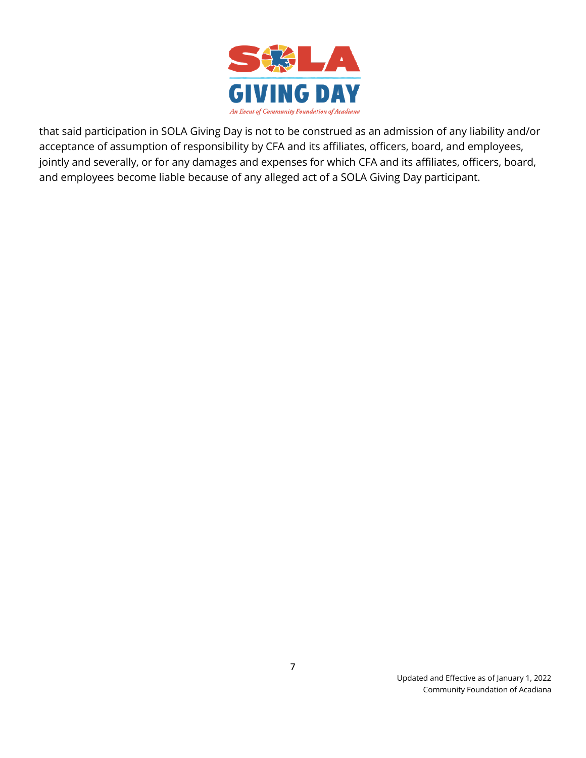that said participation in SOLA Giving Day is not to be construed as an admission of any liability and/or acceptance of assumption of responsibility by CFA and its affiliates, officers, board, and employees, jointly and severally, or for any damages and expenses for which CFA and its affiliates, officers, board, and employees become liable because of any alleged act of a SOLA Giving Day participant.